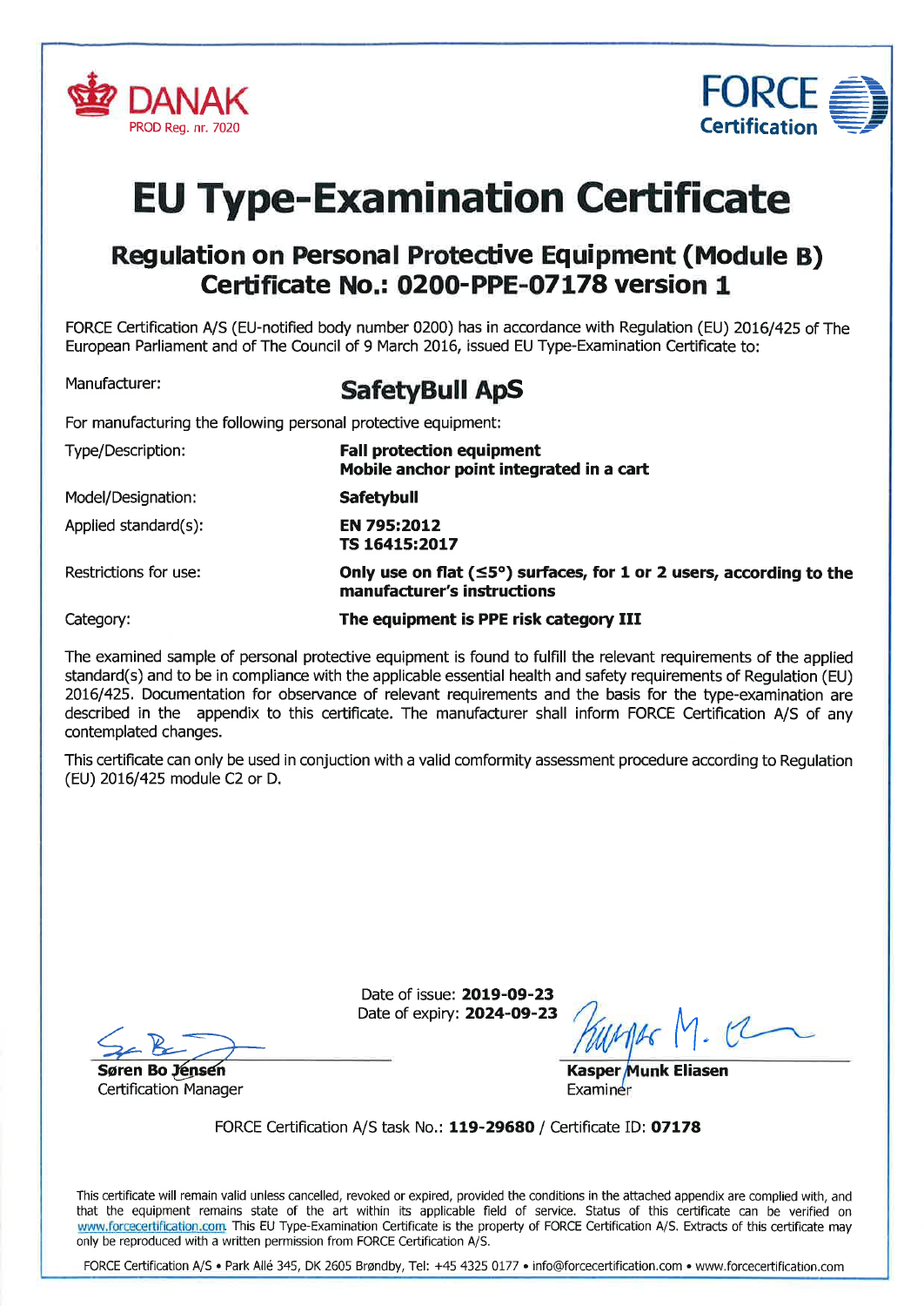DANAK
PROD Reg. nr. 7020

FORCE Certification

# EU Type-Examination Certificate

## Regulation on Personal Protective Equipment (Module B)
## Certificate No.: 0200-PPE-07178 version 1

FORCE Certification A/S (EU-notified body number 0200) has in accordance with Regulation (EU) 2016/425 of The European Parliament and of The Council of 9 March 2016, issued EU Type-Examination Certificate to:

| | |
|---|---|
| Manufacturer: | **SafetyBull ApS** |

For manufacturing the following personal protective equipment:

| | |
|---|---|
| Type/Description: | **Fall protection equipment**<br>**Mobile anchor point integrated in a cart** |
| Model/Designation: | **Safetybull** |
| Applied standard(s): | **EN 795:2012**<br>**TS 16415:2017** |
| Restrictions for use: | **Only use on flat (≤5°) surfaces, for 1 or 2 users, according to the manufacturer's instructions** |
| Category: | **The equipment is PPE risk category III** |

The examined sample of personal protective equipment is found to fulfill the relevant requirements of the applied standard(s) and to be in compliance with the applicable essential health and safety requirements of Regulation (EU) 2016/425. Documentation for observance of relevant requirements and the basis for the type-examination are described in the appendix to this certificate. The manufacturer shall inform FORCE Certification A/S of any contemplated changes.

This certificate can only be used in conjuction with a valid comformity assessment procedure according to Regulation (EU) 2016/425 module C2 or D.

Date of issue: **2019-09-23**
Date of expiry: **2024-09-23**

**Søren Bo Jensen**
Certification Manager

**Kasper Munk Eliasen**
Examiner

FORCE Certification A/S task No.: **119-29680** / Certificate ID: **07178**

This certificate will remain valid unless cancelled, revoked or expired, provided the conditions in the attached appendix are complied with, and that the equipment remains state of the art within its applicable field of service. Status of this certificate can be verified on www.forcecertification.com. This EU Type-Examination Certificate is the property of FORCE Certification A/S. Extracts of this certificate may only be reproduced with a written permission from FORCE Certification A/S.

FORCE Certification A/S • Park Allé 345, DK 2605 Brøndby, Tel: +45 4325 0177 • info@forcecertification.com • www.forcecertification.com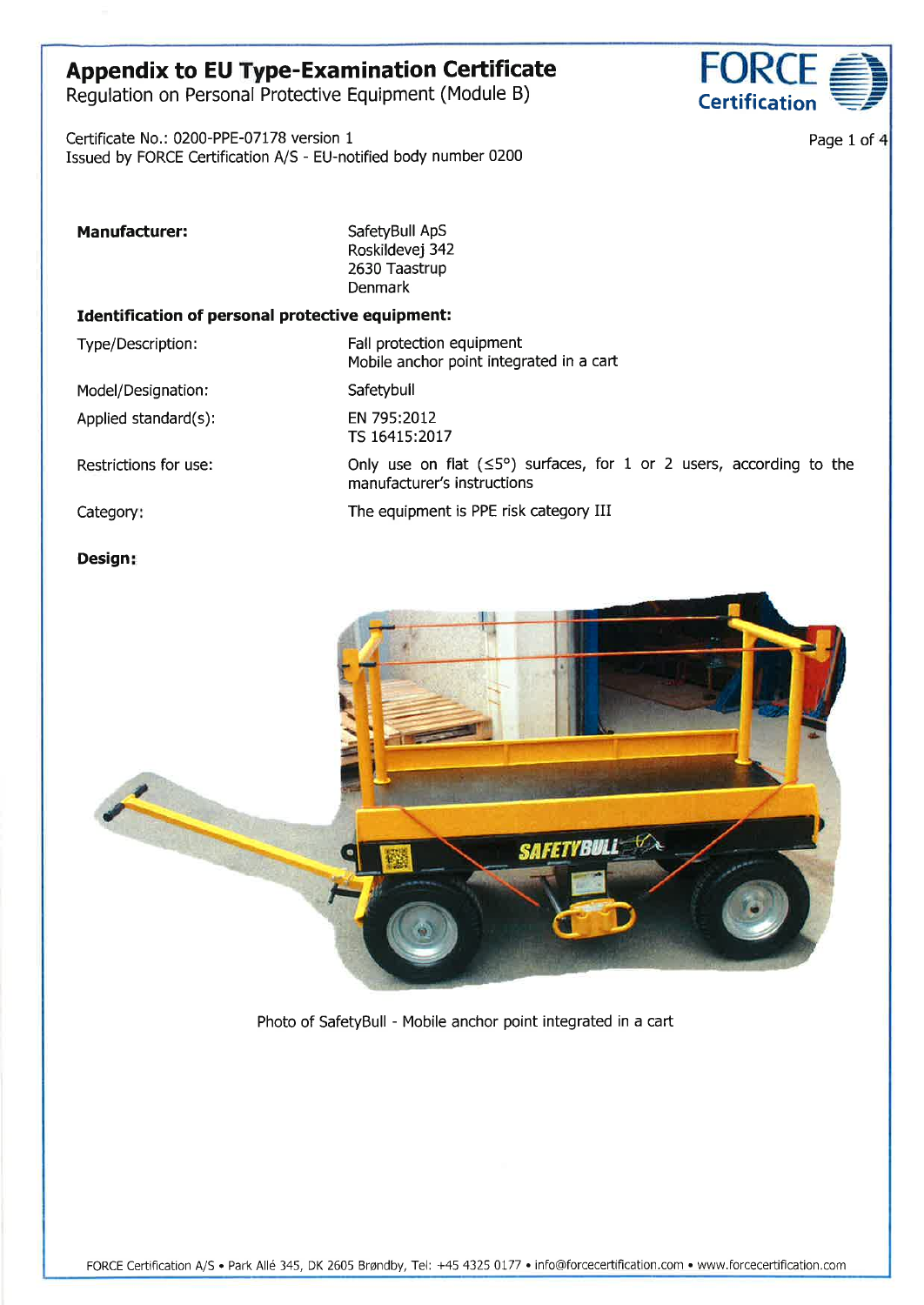# Appendix to EU Type-Examination Certificate

Regulation on Personal Protective Equipment (Module B)

Certificate No.: 0200-PPE-07178 version 1
Issued by FORCE Certification A/S - EU-notified body number 0200

| | |
|---|---|
| **Manufacturer:** | SafetyBull ApS<br>Roskildevej 342<br>2630 Taastrup<br>Denmark |

**Identification of personal protective equipment:**

| | |
|---|---|
| Type/Description: | Fall protection equipment<br>Mobile anchor point integrated in a cart |
| Model/Designation: | Safetybull |
| Applied standard(s): | EN 795:2012<br>TS 16415:2017 |
| Restrictions for use: | Only use on flat (≤5°) surfaces, for 1 or 2 users, according to the manufacturer's instructions |
| Category: | The equipment is PPE risk category III |

**Design:**

Photo of SafetyBull - Mobile anchor point integrated in a cart

FORCE Certification A/S • Park Allé 345, DK 2605 Brøndby, Tel: +45 4325 0177 • info@forcecertification.com • www.forcecertification.com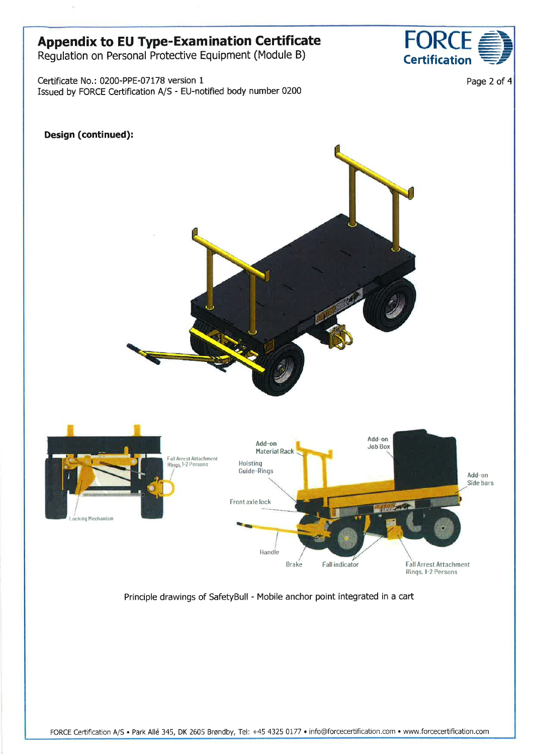# Appendix to EU Type-Examination Certificate

Regulation on Personal Protective Equipment (Module B)

Certificate No.: 0200-PPE-07178 version 1
Issued by FORCE Certification A/S - EU-notified body number 0200

**Design (continued):**

Principle drawings of SafetyBull - Mobile anchor point integrated in a cart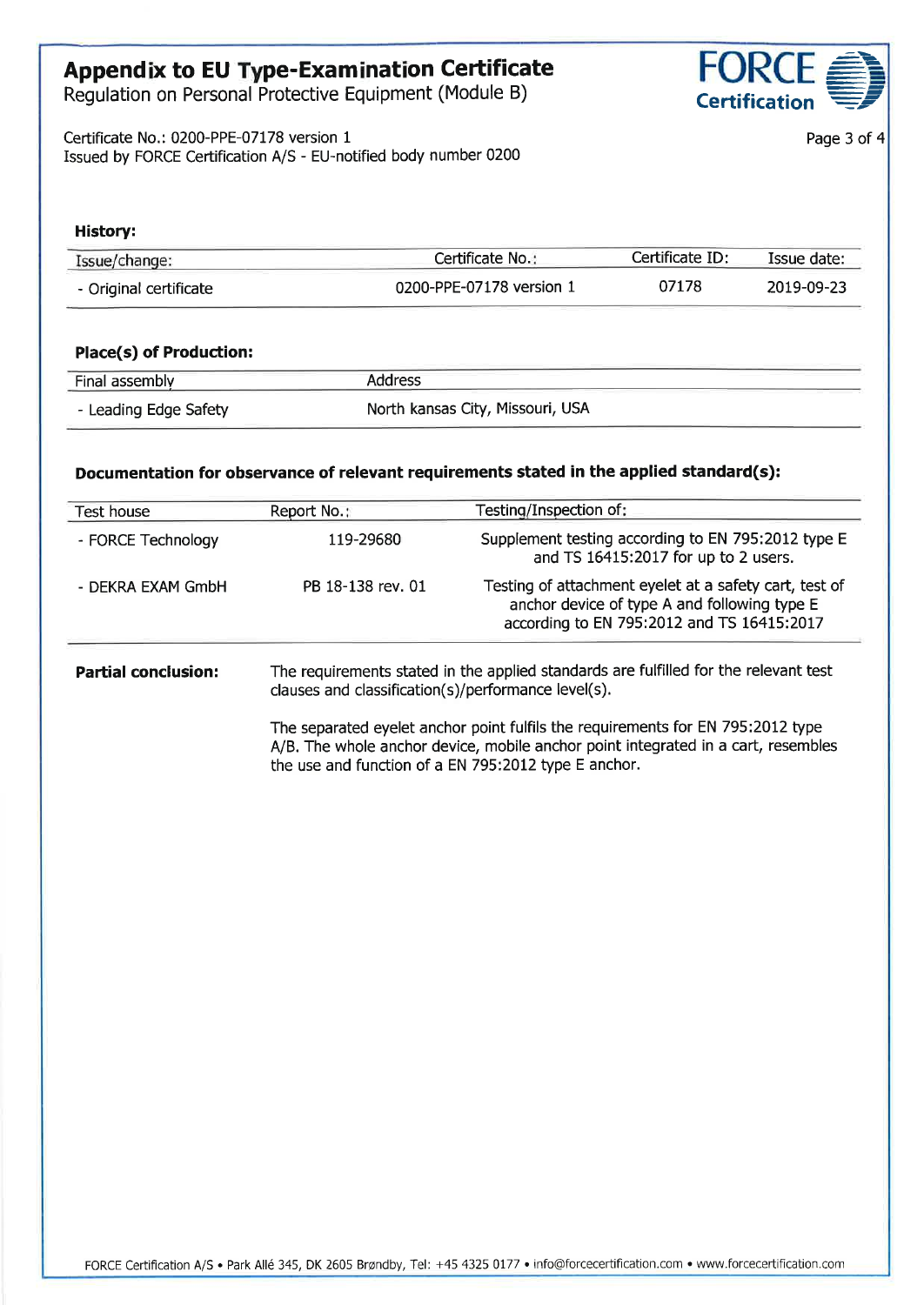# Appendix to EU Type-Examination Certificate

Regulation on Personal Protective Equipment (Module B)

Certificate No.: 0200-PPE-07178 version 1
Issued by FORCE Certification A/S - EU-notified body number 0200

**History:**

| Issue/change: | Certificate No.: | Certificate ID: | Issue date: |
|---|---|---|---|
| - Original certificate | 0200-PPE-07178 version 1 | 07178 | 2019-09-23 |

**Place(s) of Production:**

| Final assembly | Address |
|---|---|
| - Leading Edge Safety | North kansas City, Missouri, USA |

**Documentation for observance of relevant requirements stated in the applied standard(s):**

| Test house | Report No.: | Testing/Inspection of: |
|---|---|---|
| - FORCE Technology | 119-29680 | Supplement testing according to EN 795:2012 type E and TS 16415:2017 for up to 2 users. |
| - DEKRA EXAM GmbH | PB 18-138 rev. 01 | Testing of attachment eyelet at a safety cart, test of anchor device of type A and following type E according to EN 795:2012 and TS 16415:2017 |

**Partial conclusion:**

The requirements stated in the applied standards are fulfilled for the relevant test clauses and classification(s)/performance level(s).

The separated eyelet anchor point fulfils the requirements for EN 795:2012 type A/B. The whole anchor device, mobile anchor point integrated in a cart, resembles the use and function of a EN 795:2012 type E anchor.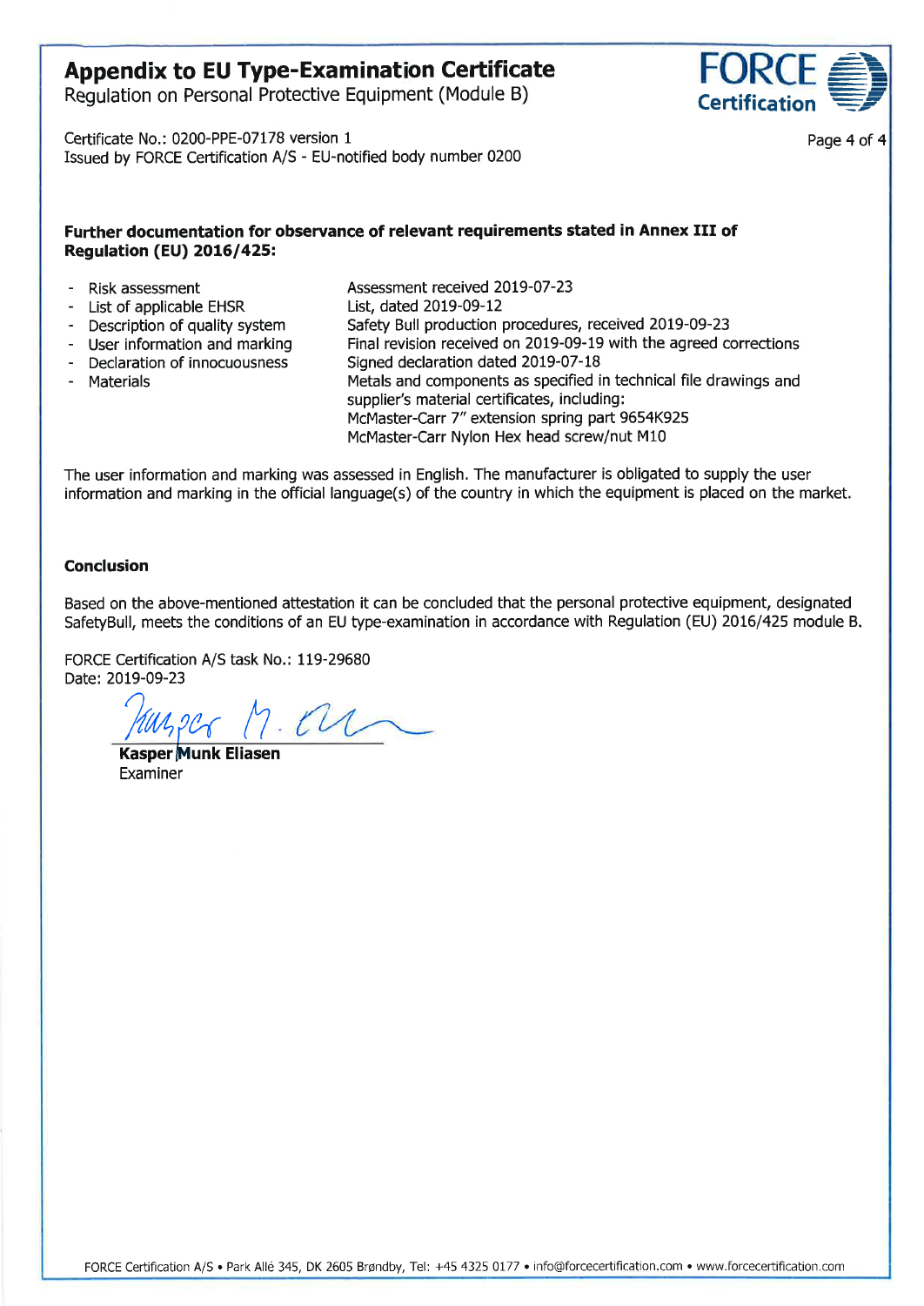# Appendix to EU Type-Examination Certificate

Regulation on Personal Protective Equipment (Module B)

Certificate No.: 0200-PPE-07178 version 1
Issued by FORCE Certification A/S - EU-notified body number 0200

**Further documentation for observance of relevant requirements stated in Annex III of Regulation (EU) 2016/425:**

| | |
|---|---|
| - Risk assessment | Assessment received 2019-07-23 |
| - List of applicable EHSR | List, dated 2019-09-12 |
| - Description of quality system | Safety Bull production procedures, received 2019-09-23 |
| - User information and marking | Final revision received on 2019-09-19 with the agreed corrections |
| - Declaration of innocuousness | Signed declaration dated 2019-07-18 |
| - Materials | Metals and components as specified in technical file drawings and supplier's material certificates, including:<br>McMaster-Carr 7" extension spring part 9654K925<br>McMaster-Carr Nylon Hex head screw/nut M10 |

The user information and marking was assessed in English. The manufacturer is obligated to supply the user information and marking in the official language(s) of the country in which the equipment is placed on the market.

**Conclusion**

Based on the above-mentioned attestation it can be concluded that the personal protective equipment, designated SafetyBull, meets the conditions of an EU type-examination in accordance with Regulation (EU) 2016/425 module B.

FORCE Certification A/S task No.: 119-29680
Date: 2019-09-23

**Kasper Munk Eliasen**
Examiner

FORCE Certification A/S • Park Allé 345, DK 2605 Brøndby, Tel: +45 4325 0177 • info@forcecertification.com • www.forcecertification.com